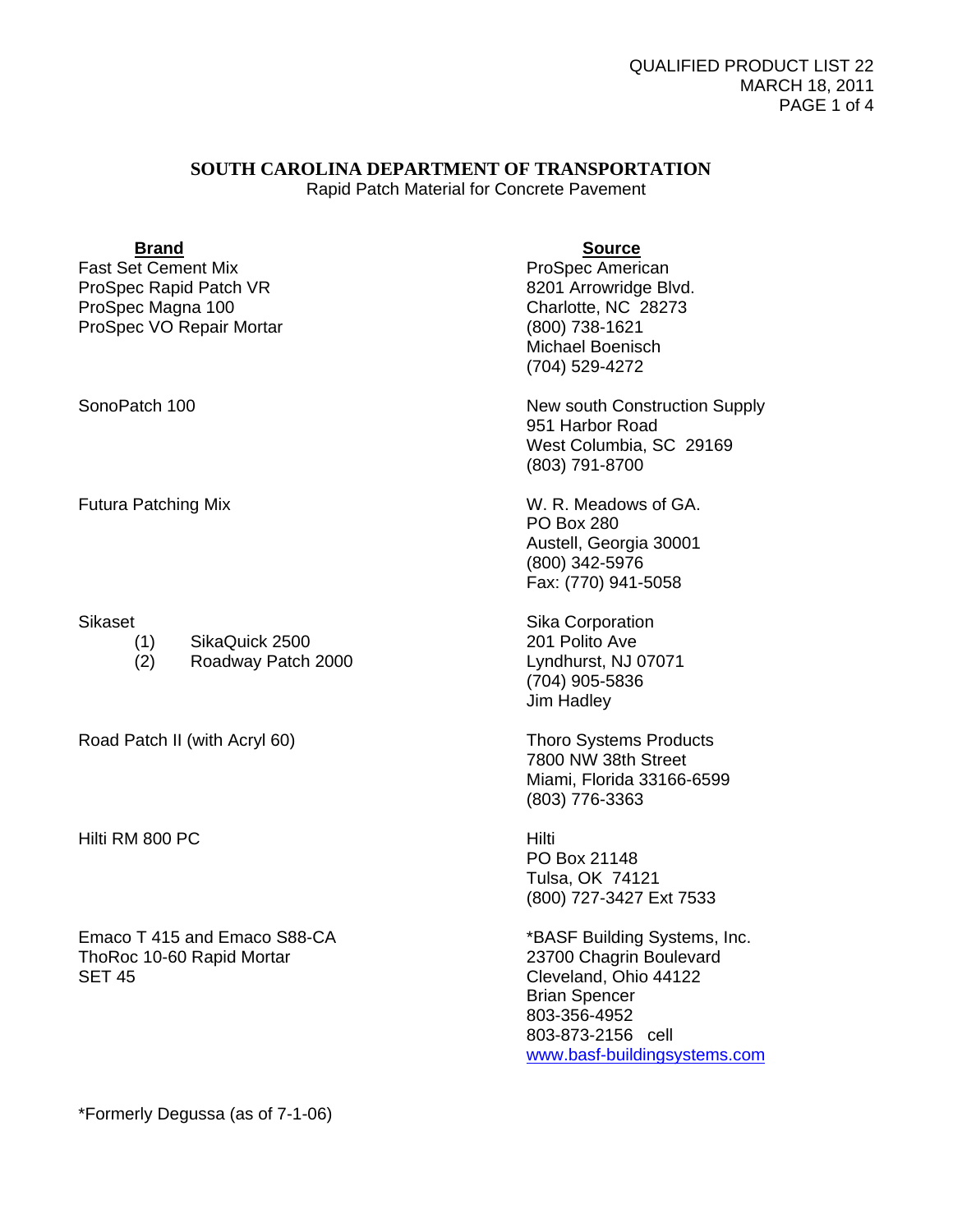QUALIFIED PRODUCT LIST 22
MARCH 18, 2011

# SOUTH CAROLINA DEPARTMENT OF TRANSPORTATION

Rapid Patch Material for Concrete Pavement

| Brand | Source |
| --- | --- |
| Fast Set Cement Mix<br>ProSpec Rapid Patch VR<br>ProSpec Magna 100<br>ProSpec VO Repair Mortar | ProSpec American<br>8201 Arrowridge Blvd.<br>Charlotte, NC 28273<br>(800) 738-1621<br>Michael Boenisch<br>(704) 529-4272 |
| SonoPatch 100 | New south Construction Supply<br>951 Harbor Road<br>West Columbia, SC 29169<br>(803) 791-8700 |
| Futura Patching Mix | W. R. Meadows of GA.<br>PO Box 280<br>Austell, Georgia 30001<br>(800) 342-5976<br>Fax: (770) 941-5058 |
| Sikaset<br>(1) SikaQuick 2500<br>(2) Roadway Patch 2000 | Sika Corporation<br>201 Polito Ave<br>Lyndhurst, NJ 07071<br>(704) 905-5836<br>Jim Hadley |
| Road Patch II (with Acryl 60) | Thoro Systems Products<br>7800 NW 38th Street<br>Miami, Florida 33166-6599<br>(803) 776-3363 |
| Hilti RM 800 PC | Hilti<br>PO Box 21148<br>Tulsa, OK 74121<br>(800) 727-3427 Ext 7533 |
| Emaco T 415 and Emaco S88-CA<br>ThoRoc 10-60 Rapid Mortar<br>SET 45 | *BASF Building Systems, Inc.<br>23700 Chagrin Boulevard<br>Cleveland, Ohio 44122<br>Brian Spencer<br>803-356-4952<br>803-873-2156 cell<br>www.basf-buildingsystems.com |

*Formerly Degussa (as of 7-1-06)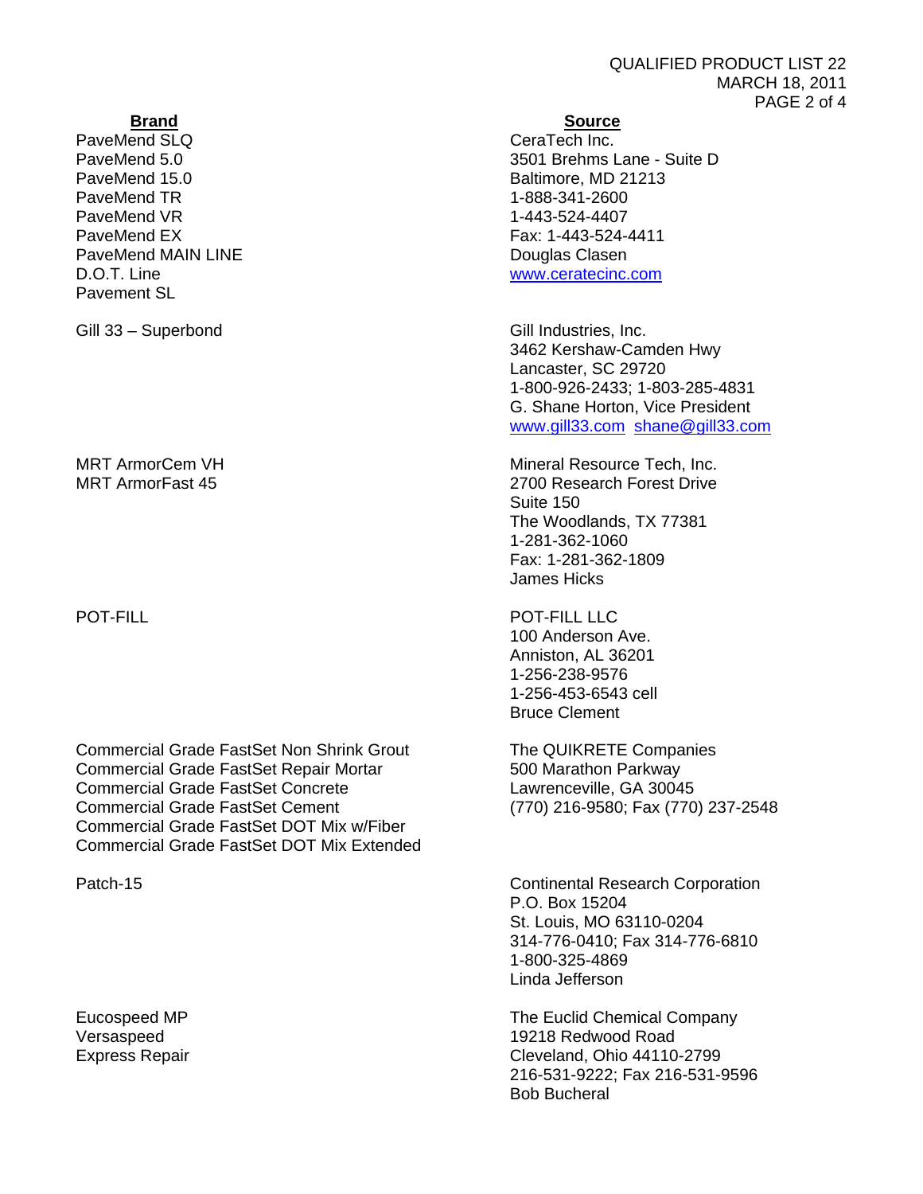| Brand | Source |
| --- | --- |
| PaveMend SLQ<br>PaveMend 5.0<br>PaveMend 15.0<br>PaveMend TR<br>PaveMend VR<br>PaveMend EX<br>PaveMend MAIN LINE<br>D.O.T. Line<br>Pavement SL | CeraTech Inc.<br>3501 Brehms Lane - Suite D<br>Baltimore, MD 21213<br>1-888-341-2600<br>1-443-524-4407<br>Fax: 1-443-524-4411<br>Douglas Clasen<br>www.ceratecinc.com |
| Gill 33 – Superbond | Gill Industries, Inc.<br>3462 Kershaw-Camden Hwy<br>Lancaster, SC 29720<br>1-800-926-2433; 1-803-285-4831<br>G. Shane Horton, Vice President<br>www.gill33.com shane@gill33.com |
| MRT ArmorCem VH<br>MRT ArmorFast 45 | Mineral Resource Tech, Inc.<br>2700 Research Forest Drive<br>Suite 150<br>The Woodlands, TX 77381<br>1-281-362-1060<br>Fax: 1-281-362-1809<br>James Hicks |
| POT-FILL | POT-FILL LLC<br>100 Anderson Ave.<br>Anniston, AL 36201<br>1-256-238-9576<br>1-256-453-6543 cell<br>Bruce Clement |
| Commercial Grade FastSet Non Shrink Grout<br>Commercial Grade FastSet Repair Mortar<br>Commercial Grade FastSet Concrete<br>Commercial Grade FastSet Cement<br>Commercial Grade FastSet DOT Mix w/Fiber<br>Commercial Grade FastSet DOT Mix Extended | The QUIKRETE Companies<br>500 Marathon Parkway<br>Lawrenceville, GA 30045<br>(770) 216-9580; Fax (770) 237-2548 |
| Patch-15 | Continental Research Corporation<br>P.O. Box 15204<br>St. Louis, MO 63110-0204<br>314-776-0410; Fax 314-776-6810<br>1-800-325-4869<br>Linda Jefferson |
| Eucospeed MP<br>Versaspeed<br>Express Repair | The Euclid Chemical Company<br>19218 Redwood Road<br>Cleveland, Ohio 44110-2799<br>216-531-9222; Fax 216-531-9596<br>Bob Bucheral |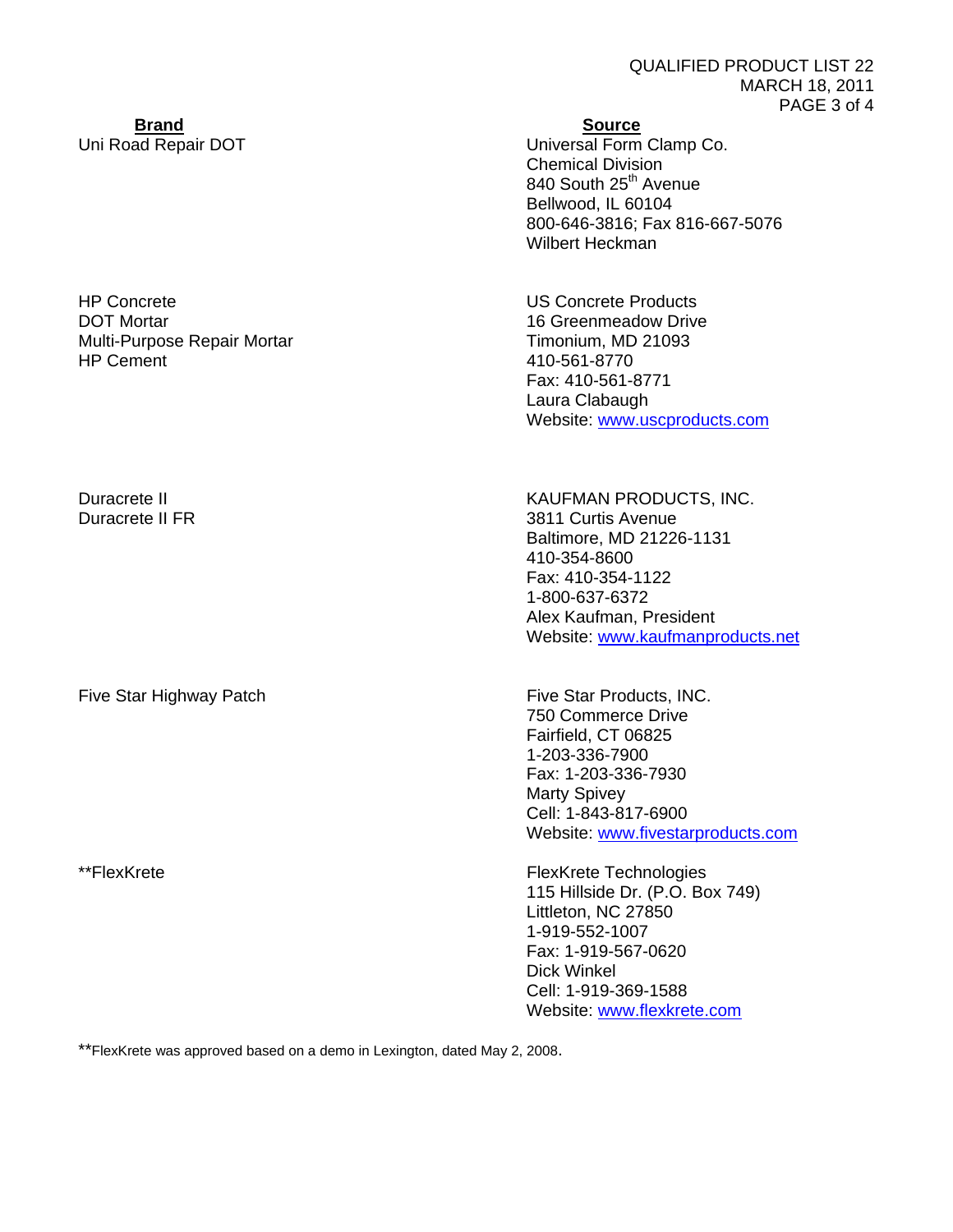| **Brand** | **Source** |
| --- | --- |
| Uni Road Repair DOT | Universal Form Clamp Co.<br>Chemical Division<br>840 South 25th Avenue<br>Bellwood, IL 60104<br>800-646-3816; Fax 816-667-5076<br>Wilbert Heckman |
| HP Concrete<br>DOT Mortar<br>Multi-Purpose Repair Mortar<br>HP Cement | US Concrete Products<br>16 Greenmeadow Drive<br>Timonium, MD 21093<br>410-561-8770<br>Fax: 410-561-8771<br>Laura Clabaugh<br>Website: www.uscproducts.com |
| Duracrete II<br>Duracrete II FR | KAUFMAN PRODUCTS, INC.<br>3811 Curtis Avenue<br>Baltimore, MD 21226-1131<br>410-354-8600<br>Fax: 410-354-1122<br>1-800-637-6372<br>Alex Kaufman, President<br>Website: www.kaufmanproducts.net |
| Five Star Highway Patch | Five Star Products, INC.<br>750 Commerce Drive<br>Fairfield, CT 06825<br>1-203-336-7900<br>Fax: 1-203-336-7930<br>Marty Spivey<br>Cell: 1-843-817-6900<br>Website: www.fivestarproducts.com |
| **FlexKrete | FlexKrete Technologies<br>115 Hillside Dr. (P.O. Box 749)<br>Littleton, NC 27850<br>1-919-552-1007<br>Fax: 1-919-567-0620<br>Dick Winkel<br>Cell: 1-919-369-1588<br>Website: www.flexkrete.com |

**FlexKrete was approved based on a demo in Lexington, dated May 2, 2008.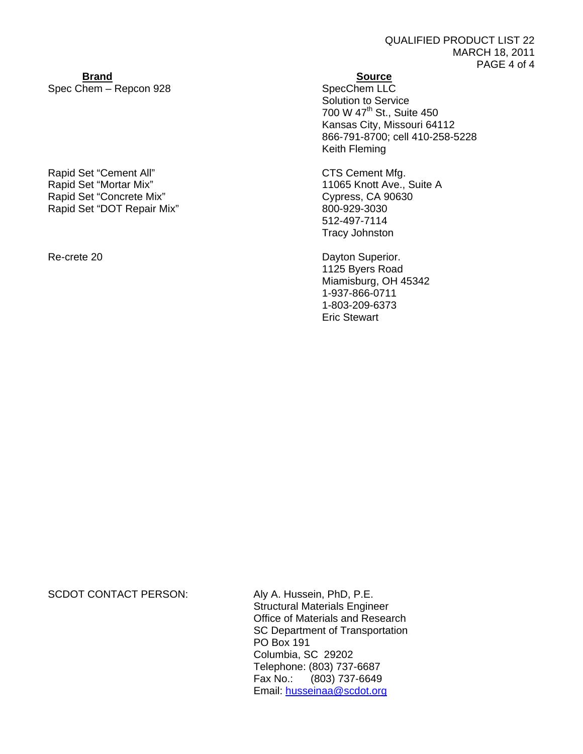| **Brand** | **Source** |
|---|---|
| Spec Chem – Repcon 928 | SpecChem LLC<br>Solution to Service<br>700 W 47th St., Suite 450<br>Kansas City, Missouri 64112<br>866-791-8700; cell 410-258-5228<br>Keith Fleming |
| Rapid Set "Cement All"<br>Rapid Set "Mortar Mix"<br>Rapid Set "Concrete Mix"<br>Rapid Set "DOT Repair Mix" | CTS Cement Mfg.<br>11065 Knott Ave., Suite A<br>Cypress, CA 90630<br>800-929-3030<br>512-497-7114<br>Tracy Johnston |
| Re-crete 20 | Dayton Superior.<br>1125 Byers Road<br>Miamisburg, OH 45342<br>1-937-866-0711<br>1-803-209-6373<br>Eric Stewart |

SCDOT CONTACT PERSON:

Aly A. Hussein, PhD, P.E.
Structural Materials Engineer
Office of Materials and Research
SC Department of Transportation
PO Box 191
Columbia, SC 29202
Telephone: (803) 737-6687
Fax No.: (803) 737-6649
Email: husseinaa@scdot.org